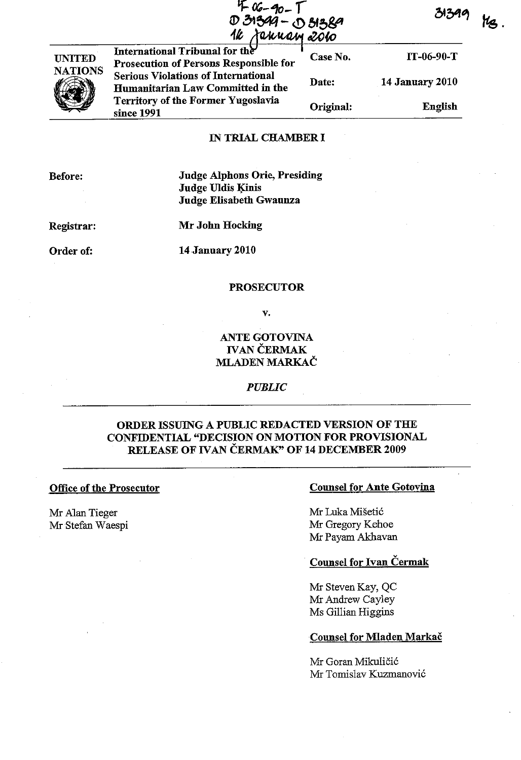IT-06-90-T
D 31399 - D 31389
14 January 2010

31399 MS.

| UNITED NATIONS | International Tribunal for the Prosecution of Persons Responsible for Serious Violations of International Humanitarian Law Committed in the Territory of the Former Yugoslavia since 1991 | Case No. | IT-06-90-T |
|---|---|---|---|
| | | Date: | 14 January 2010 |
| | | Original: | English |

## IN TRIAL CHAMBER I

**Before:** **Judge Alphons Orie, Presiding**
**Judge Uldis Ķinis**
**Judge Elisabeth Gwaunza**

**Registrar:** **Mr John Hocking**

**Order of:** **14 January 2010**

**PROSECUTOR**

**v.**

**ANTE GOTOVINA**
**IVAN ČERMAK**
**MLADEN MARKAČ**

*PUBLIC*

## ORDER ISSUING A PUBLIC REDACTED VERSION OF THE CONFIDENTIAL "DECISION ON MOTION FOR PROVISIONAL RELEASE OF IVAN ČERMAK" OF 14 DECEMBER 2009

**Office of the Prosecutor**

Mr Alan Tieger
Mr Stefan Waespi

**Counsel for Ante Gotovina**

Mr Luka Mišetić
Mr Gregory Kehoe
Mr Payam Akhavan

**Counsel for Ivan Čermak**

Mr Steven Kay, QC
Mr Andrew Cayley
Ms Gillian Higgins

**Counsel for Mladen Markač**

Mr Goran Mikuličić
Mr Tomislav Kuzmanović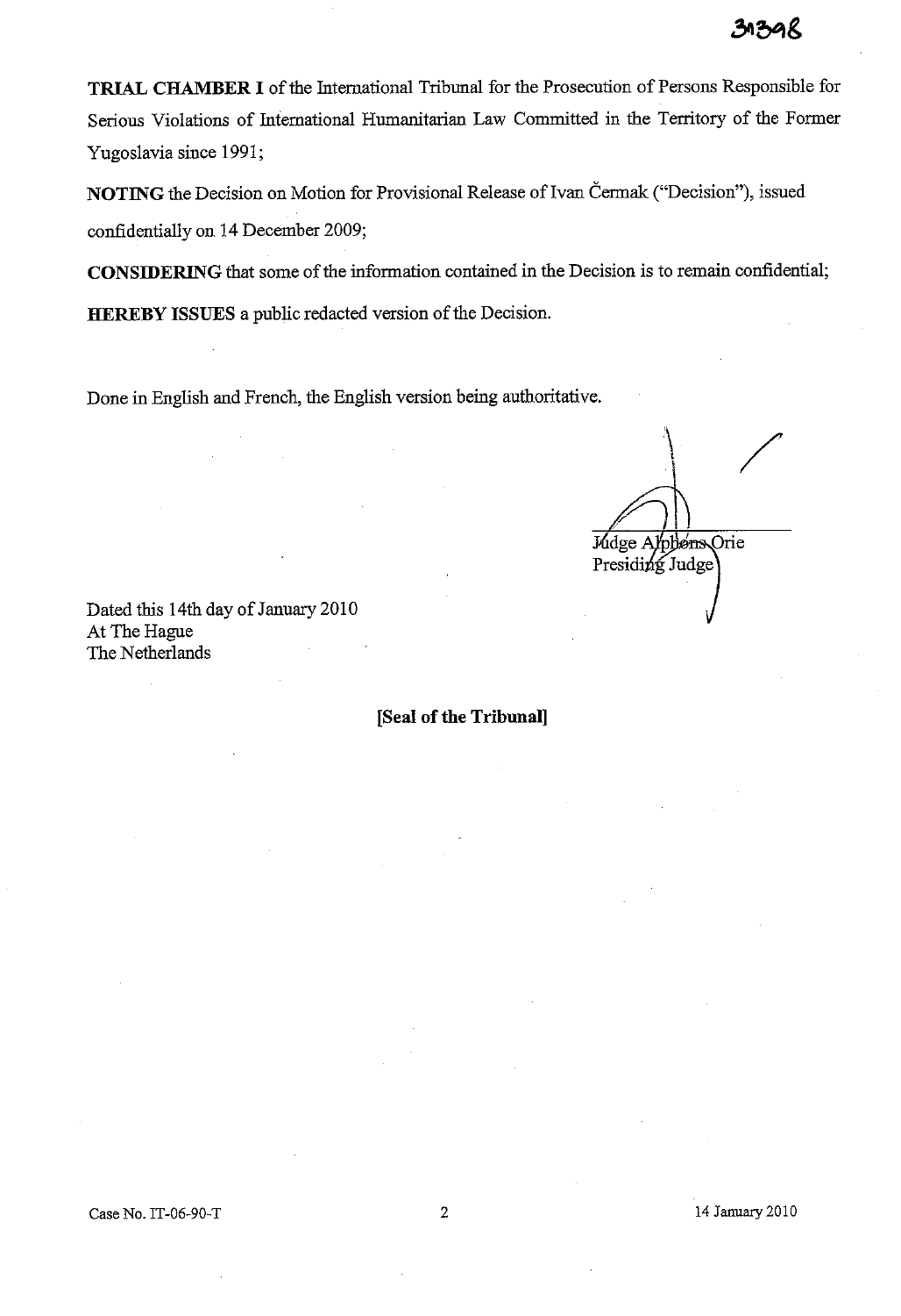**TRIAL CHAMBER I** of the International Tribunal for the Prosecution of Persons Responsible for Serious Violations of International Humanitarian Law Committed in the Territory of the Former Yugoslavia since 1991;

**NOTING** the Decision on Motion for Provisional Release of Ivan Čermak ("Decision"), issued confidentially on 14 December 2009;

**CONSIDERING** that some of the information contained in the Decision is to remain confidential;

**HEREBY ISSUES** a public redacted version of the Decision.

Done in English and French, the English version being authoritative.

Judge Alphons Orie
Presiding Judge

Dated this 14th day of January 2010
At The Hague
The Netherlands

**[Seal of the Tribunal]**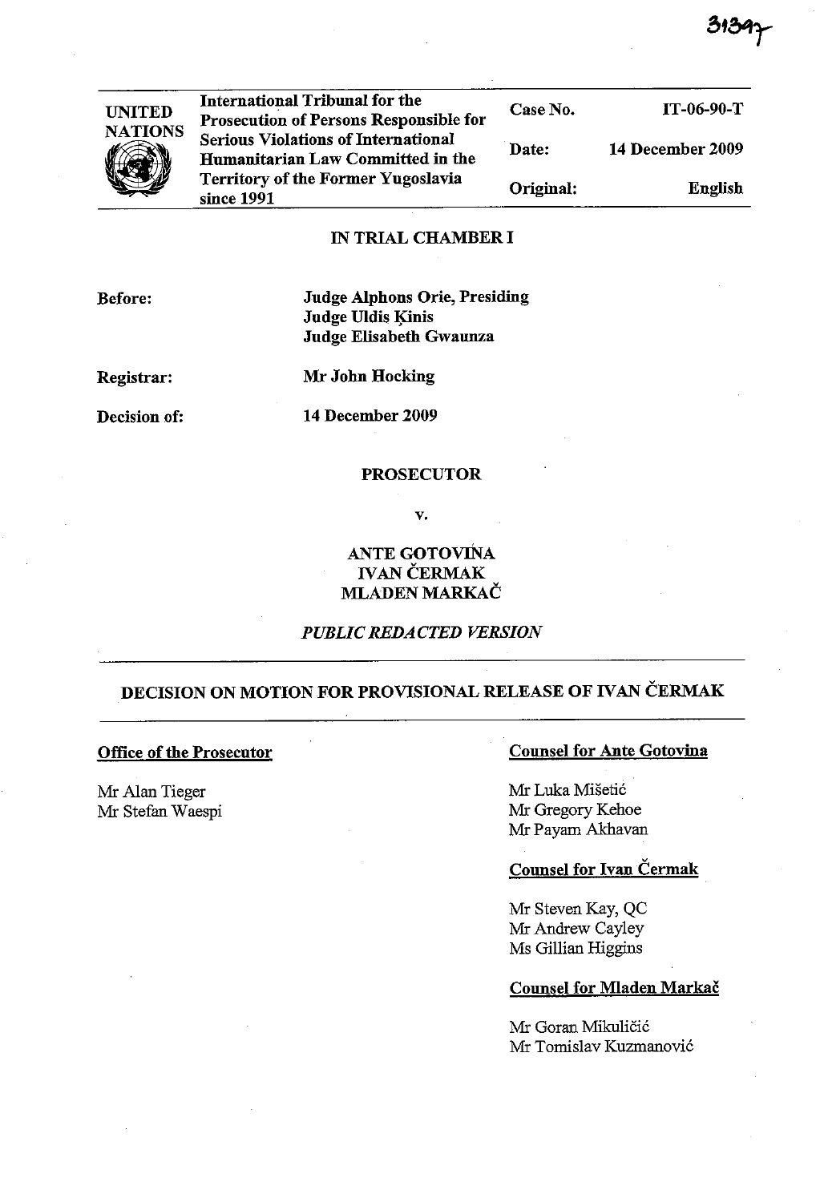| UNITED NATIONS | International Tribunal for the Prosecution of Persons Responsible for Serious Violations of International Humanitarian Law Committed in the Territory of the Former Yugoslavia since 1991 | Case No. | IT-06-90-T |
|---|---|---|---|
| | | Date: | 14 December 2009 |
| | | Original: | English |

## IN TRIAL CHAMBER I

**Before:** Judge Alphons Orie, Presiding
Judge Uldis Ķinis
Judge Elisabeth Gwaunza

**Registrar:** Mr John Hocking

**Decision of:** 14 December 2009

## PROSECUTOR

v.

## ANTE GOTOVINA
## IVAN ČERMAK
## MLADEN MARKAČ

*PUBLIC REDACTED VERSION*

## DECISION ON MOTION FOR PROVISIONAL RELEASE OF IVAN ČERMAK

**Office of the Prosecutor**

Mr Alan Tieger
Mr Stefan Waespi

**Counsel for Ante Gotovina**

Mr Luka Mišetić
Mr Gregory Kehoe
Mr Payam Akhavan

**Counsel for Ivan Čermak**

Mr Steven Kay, QC
Mr Andrew Cayley
Ms Gillian Higgins

**Counsel for Mladen Markač**

Mr Goran Mikuličić
Mr Tomislav Kuzmanović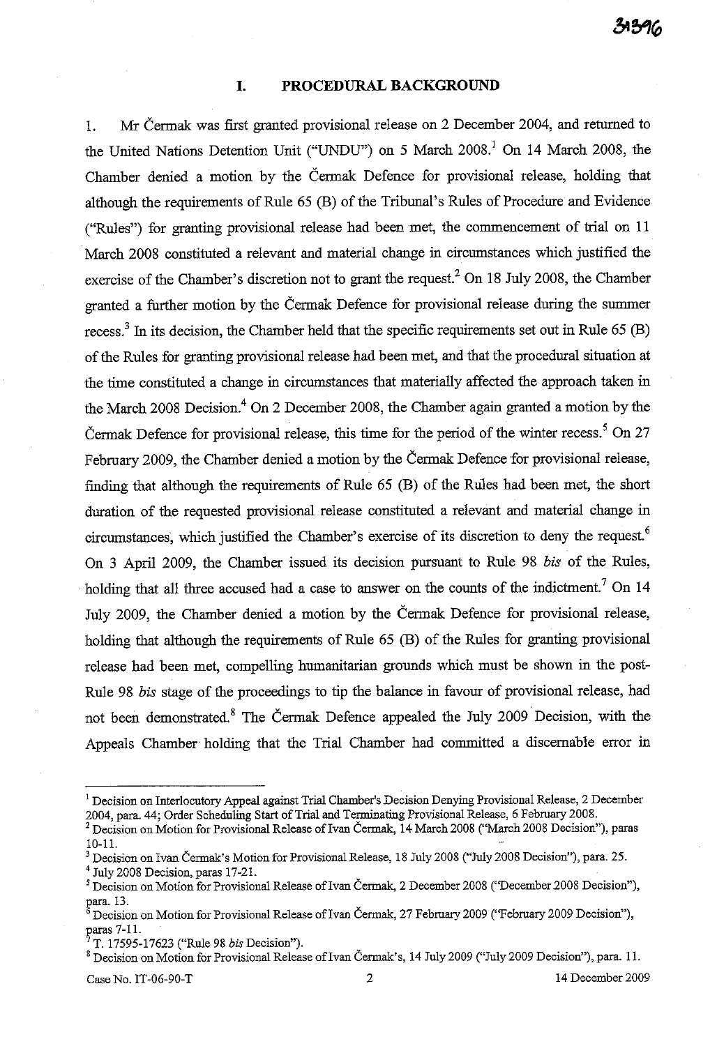## I. PROCEDURAL BACKGROUND

1. Mr Čermak was first granted provisional release on 2 December 2004, and returned to the United Nations Detention Unit ("UNDU") on 5 March 2008.[1] On 14 March 2008, the Chamber denied a motion by the Čermak Defence for provisional release, holding that although the requirements of Rule 65 (B) of the Tribunal's Rules of Procedure and Evidence ("Rules") for granting provisional release had been met, the commencement of trial on 11 March 2008 constituted a relevant and material change in circumstances which justified the exercise of the Chamber's discretion not to grant the request.[2] On 18 July 2008, the Chamber granted a further motion by the Čermak Defence for provisional release during the summer recess.[3] In its decision, the Chamber held that the specific requirements set out in Rule 65 (B) of the Rules for granting provisional release had been met, and that the procedural situation at the time constituted a change in circumstances that materially affected the approach taken in the March 2008 Decision.[4] On 2 December 2008, the Chamber again granted a motion by the Čermak Defence for provisional release, this time for the period of the winter recess.[5] On 27 February 2009, the Chamber denied a motion by the Čermak Defence for provisional release, finding that although the requirements of Rule 65 (B) of the Rules had been met, the short duration of the requested provisional release constituted a relevant and material change in circumstances, which justified the Chamber's exercise of its discretion to deny the request.[6] On 3 April 2009, the Chamber issued its decision pursuant to Rule 98 *bis* of the Rules, holding that all three accused had a case to answer on the counts of the indictment.[7] On 14 July 2009, the Chamber denied a motion by the Čermak Defence for provisional release, holding that although the requirements of Rule 65 (B) of the Rules for granting provisional release had been met, compelling humanitarian grounds which must be shown in the post-Rule 98 *bis* stage of the proceedings to tip the balance in favour of provisional release, had not been demonstrated.[8] The Čermak Defence appealed the July 2009 Decision, with the Appeals Chamber holding that the Trial Chamber had committed a discernable error in

---

[1] Decision on Interlocutory Appeal against Trial Chamber's Decision Denying Provisional Release, 2 December 2004, para. 44; Order Scheduling Start of Trial and Terminating Provisional Release, 6 February 2008.

[2] Decision on Motion for Provisional Release of Ivan Čermak, 14 March 2008 ("March 2008 Decision"), paras 10-11.

[3] Decision on Ivan Čermak's Motion for Provisional Release, 18 July 2008 ("July 2008 Decision"), para. 25.

[4] July 2008 Decision, paras 17-21.

[5] Decision on Motion for Provisional Release of Ivan Čermak, 2 December 2008 ("December 2008 Decision"), para. 13.

[6] Decision on Motion for Provisional Release of Ivan Čermak, 27 February 2009 ("February 2009 Decision"), paras 7-11.

[7] T. 17595-17623 ("Rule 98 *bis* Decision").

[8] Decision on Motion for Provisional Release of Ivan Čermak's, 14 July 2009 ("July 2009 Decision"), para. 11.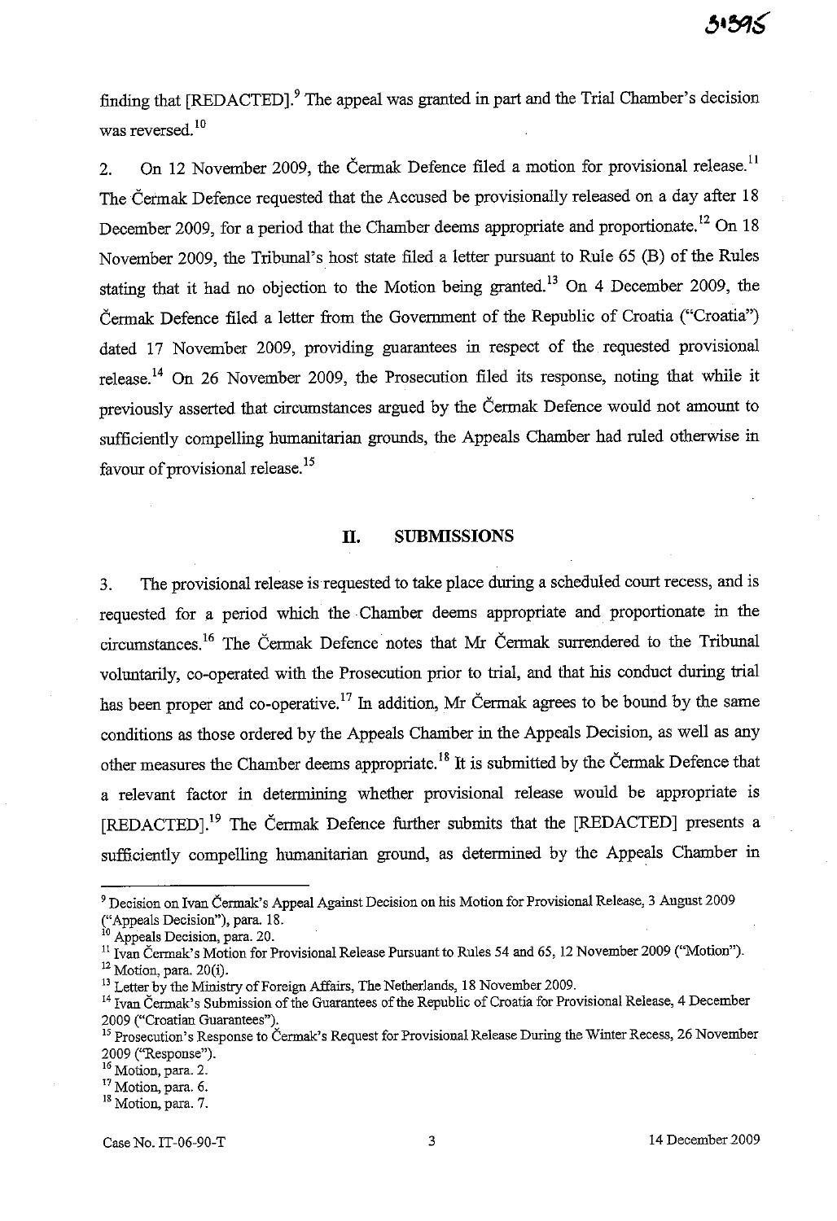finding that [REDACTED].[9] The appeal was granted in part and the Trial Chamber's decision was reversed.[10]

2. On 12 November 2009, the Čermak Defence filed a motion for provisional release.[11] The Čermak Defence requested that the Accused be provisionally released on a day after 18 December 2009, for a period that the Chamber deems appropriate and proportionate.[12] On 18 November 2009, the Tribunal's host state filed a letter pursuant to Rule 65 (B) of the Rules stating that it had no objection to the Motion being granted.[13] On 4 December 2009, the Čermak Defence filed a letter from the Government of the Republic of Croatia ("Croatia") dated 17 November 2009, providing guarantees in respect of the requested provisional release.[14] On 26 November 2009, the Prosecution filed its response, noting that while it previously asserted that circumstances argued by the Čermak Defence would not amount to sufficiently compelling humanitarian grounds, the Appeals Chamber had ruled otherwise in favour of provisional release.[15]

## II. SUBMISSIONS

3. The provisional release is requested to take place during a scheduled court recess, and is requested for a period which the Chamber deems appropriate and proportionate in the circumstances.[16] The Čermak Defence notes that Mr Čermak surrendered to the Tribunal voluntarily, co-operated with the Prosecution prior to trial, and that his conduct during trial has been proper and co-operative.[17] In addition, Mr Čermak agrees to be bound by the same conditions as those ordered by the Appeals Chamber in the Appeals Decision, as well as any other measures the Chamber deems appropriate.[18] It is submitted by the Čermak Defence that a relevant factor in determining whether provisional release would be appropriate is [REDACTED].[19] The Čermak Defence further submits that the [REDACTED] presents a sufficiently compelling humanitarian ground, as determined by the Appeals Chamber in

---

[9] Decision on Ivan Čermak's Appeal Against Decision on his Motion for Provisional Release, 3 August 2009 ("Appeals Decision"), para. 18.

[10] Appeals Decision, para. 20.

[11] Ivan Čermak's Motion for Provisional Release Pursuant to Rules 54 and 65, 12 November 2009 ("Motion").

[12] Motion, para. 20(i).

[13] Letter by the Ministry of Foreign Affairs, The Netherlands, 18 November 2009.

[14] Ivan Čermak's Submission of the Guarantees of the Republic of Croatia for Provisional Release, 4 December 2009 ("Croatian Guarantees").

[15] Prosecution's Response to Čermak's Request for Provisional Release During the Winter Recess, 26 November 2009 ("Response").

[16] Motion, para. 2.

[17] Motion, para. 6.

[18] Motion, para. 7.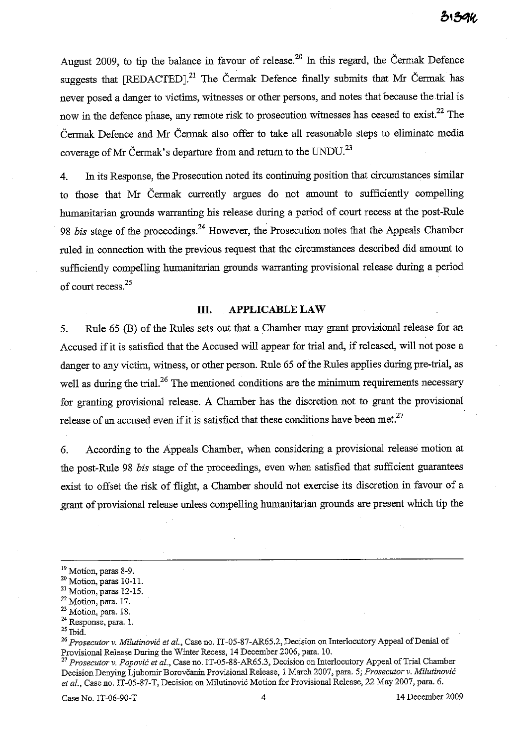August 2009, to tip the balance in favour of release.[20] In this regard, the Čermak Defence suggests that [REDACTED].[21] The Čermak Defence finally submits that Mr Čermak has never posed a danger to victims, witnesses or other persons, and notes that because the trial is now in the defence phase, any remote risk to prosecution witnesses has ceased to exist.[22] The Čermak Defence and Mr Čermak also offer to take all reasonable steps to eliminate media coverage of Mr Čermak's departure from and return to the UNDU.[23]

4. In its Response, the Prosecution noted its continuing position that circumstances similar to those that Mr Čermak currently argues do not amount to sufficiently compelling humanitarian grounds warranting his release during a period of court recess at the post-Rule 98 *bis* stage of the proceedings.[24] However, the Prosecution notes that the Appeals Chamber ruled in connection with the previous request that the circumstances described did amount to sufficiently compelling humanitarian grounds warranting provisional release during a period of court recess.[25]

## III. APPLICABLE LAW

5. Rule 65 (B) of the Rules sets out that a Chamber may grant provisional release for an Accused if it is satisfied that the Accused will appear for trial and, if released, will not pose a danger to any victim, witness, or other person. Rule 65 of the Rules applies during pre-trial, as well as during the trial.[26] The mentioned conditions are the minimum requirements necessary for granting provisional release. A Chamber has the discretion not to grant the provisional release of an accused even if it is satisfied that these conditions have been met.[27]

6. According to the Appeals Chamber, when considering a provisional release motion at the post-Rule 98 *bis* stage of the proceedings, even when satisfied that sufficient guarantees exist to offset the risk of flight, a Chamber should not exercise its discretion in favour of a grant of provisional release unless compelling humanitarian grounds are present which tip the

---

[19] Motion, paras 8-9.

[20] Motion, paras 10-11.

[21] Motion, paras 12-15.

[22] Motion, para. 17.

[23] Motion, para. 18.

[24] Response, para. 1.

[25] Ibid.

[26] *Prosecutor v. Milutinović et al.*, Case no. IT-05-87-AR65.2, Decision on Interlocutory Appeal of Denial of Provisional Release During the Winter Recess, 14 December 2006, para. 10.

[27] *Prosecutor v. Popović et al.*, Case no. IT-05-88-AR65.3, Decision on Interlocutory Appeal of Trial Chamber Decision Denying Ljubomir Borovčanin Provisional Release, 1 March 2007, para. 5; *Prosecutor v. Milutinović et al.*, Case no. IT-05-87-T, Decision on Milutinović Motion for Provisional Release, 22 May 2007, para. 6.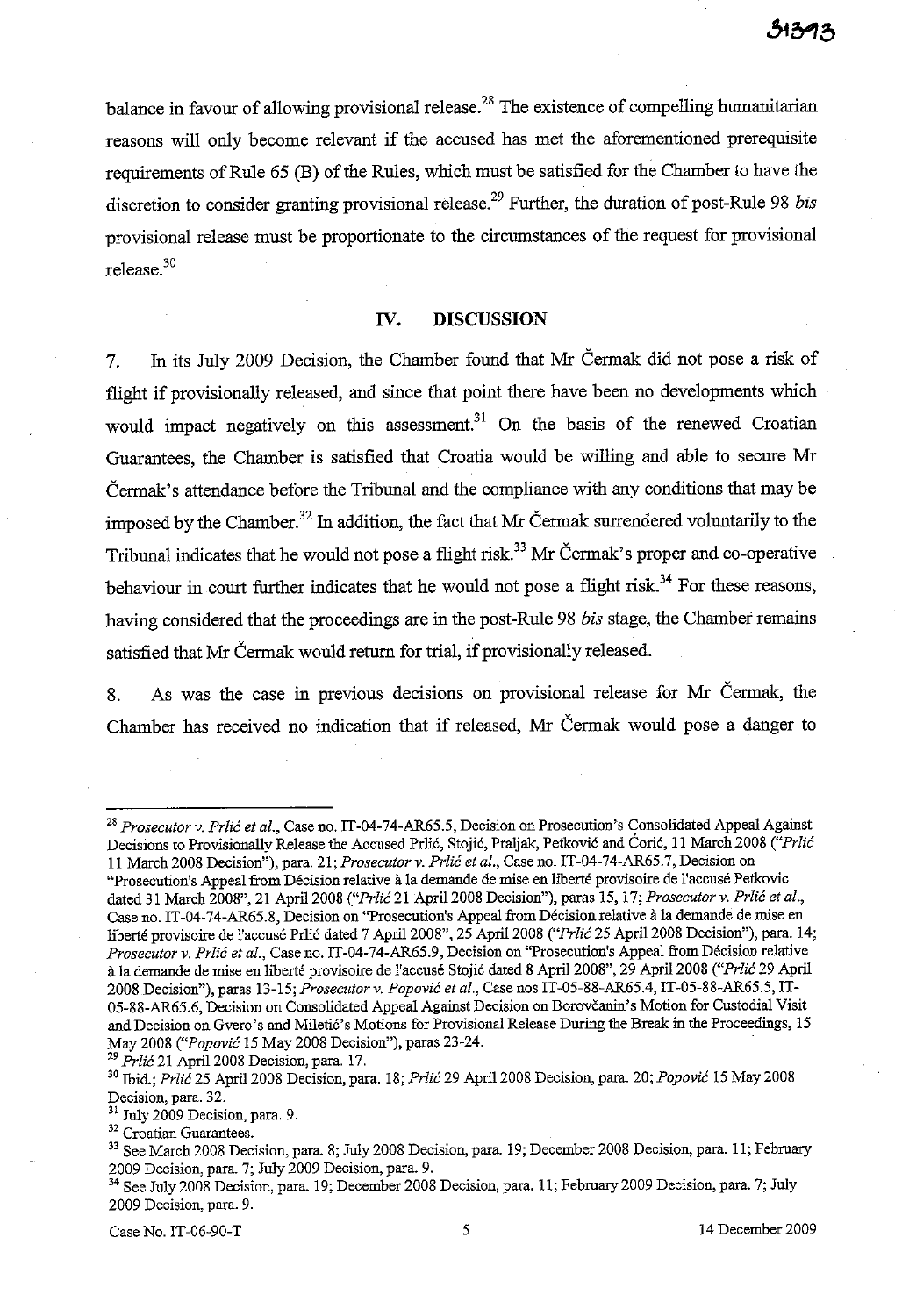balance in favour of allowing provisional release.[28] The existence of compelling humanitarian reasons will only become relevant if the accused has met the aforementioned prerequisite requirements of Rule 65 (B) of the Rules, which must be satisfied for the Chamber to have the discretion to consider granting provisional release.[29] Further, the duration of post-Rule 98 *bis* provisional release must be proportionate to the circumstances of the request for provisional release.[30]

## IV. DISCUSSION

7. In its July 2009 Decision, the Chamber found that Mr Čermak did not pose a risk of flight if provisionally released, and since that point there have been no developments which would impact negatively on this assessment.[31] On the basis of the renewed Croatian Guarantees, the Chamber is satisfied that Croatia would be willing and able to secure Mr Čermak's attendance before the Tribunal and the compliance with any conditions that may be imposed by the Chamber.[32] In addition, the fact that Mr Čermak surrendered voluntarily to the Tribunal indicates that he would not pose a flight risk.[33] Mr Čermak's proper and co-operative behaviour in court further indicates that he would not pose a flight risk.[34] For these reasons, having considered that the proceedings are in the post-Rule 98 *bis* stage, the Chamber remains satisfied that Mr Čermak would return for trial, if provisionally released.

8. As was the case in previous decisions on provisional release for Mr Čermak, the Chamber has received no indication that if released, Mr Čermak would pose a danger to

---

[28] *Prosecutor v. Prlić et al.*, Case no. IT-04-74-AR65.5, Decision on Prosecution's Consolidated Appeal Against Decisions to Provisionally Release the Accused Prlić, Stojić, Praljak, Petković and Ćorić, 11 March 2008 ("*Prlić* 11 March 2008 Decision"), para. 21; *Prosecutor v. Prlić et al.*, Case no. IT-04-74-AR65.7, Decision on "Prosecution's Appeal from Décision relative à la demande de mise en liberté provisoire de l'accusé Petkovic dated 31 March 2008", 21 April 2008 ("*Prlić* 21 April 2008 Decision"), paras 15, 17; *Prosecutor v. Prlić et al.*, Case no. IT-04-74-AR65.8, Decision on "Prosecution's Appeal from Décision relative à la demande de mise en liberté provisoire de l'accusé Prlić dated 7 April 2008", 25 April 2008 ("*Prlić* 25 April 2008 Decision"), para. 14; *Prosecutor v. Prlić et al.*, Case no. IT-04-74-AR65.9, Decision on "Prosecution's Appeal from Décision relative à la demande de mise en liberté provisoire de l'accusé Stojić dated 8 April 2008", 29 April 2008 ("*Prlić* 29 April 2008 Decision"), paras 13-15; *Prosecutor v. Popović et al.*, Case nos IT-05-88-AR65.4, IT-05-88-AR65.5, IT-05-88-AR65.6, Decision on Consolidated Appeal Against Decision on Borovčanin's Motion for Custodial Visit and Decision on Gvero's and Miletić's Motions for Provisional Release During the Break in the Proceedings, 15 May 2008 ("*Popović* 15 May 2008 Decision"), paras 23-24.

[29] *Prlić* 21 April 2008 Decision, para. 17.

[30] Ibid.; *Prlić* 25 April 2008 Decision, para. 18; *Prlić* 29 April 2008 Decision, para. 20; *Popović* 15 May 2008 Decision, para. 32.

[31] July 2009 Decision, para. 9.

[32] Croatian Guarantees.

[33] See March 2008 Decision, para. 8; July 2008 Decision, para. 19; December 2008 Decision, para. 11; February 2009 Decision, para. 7; July 2009 Decision, para. 9.

[34] See July 2008 Decision, para. 19; December 2008 Decision, para. 11; February 2009 Decision, para. 7; July 2009 Decision, para. 9.

Case No. IT-06-90-T 14 December 2009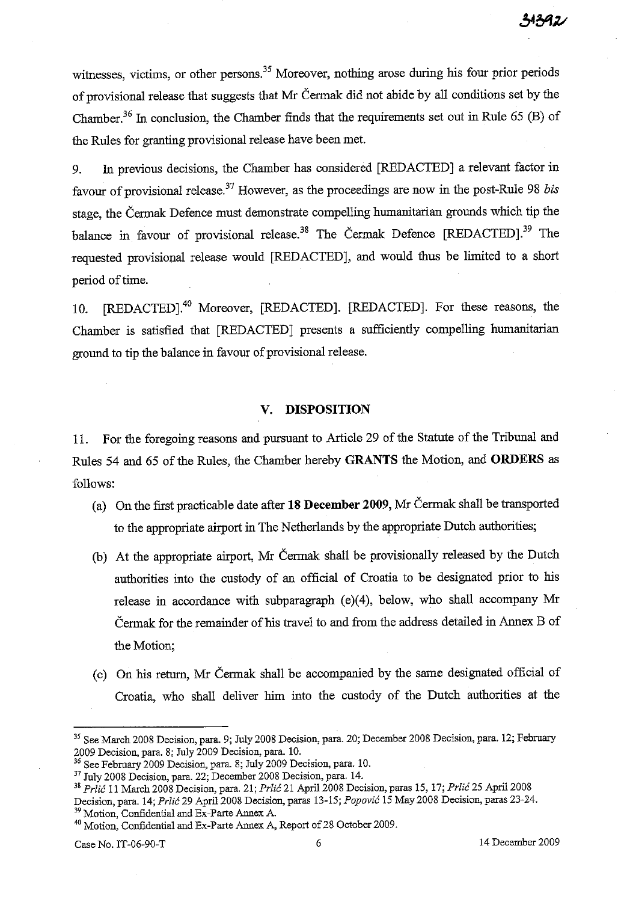witnesses, victims, or other persons.[35] Moreover, nothing arose during his four prior periods of provisional release that suggests that Mr Čermak did not abide by all conditions set by the Chamber.[36] In conclusion, the Chamber finds that the requirements set out in Rule 65 (B) of the Rules for granting provisional release have been met.

9. In previous decisions, the Chamber has considered [REDACTED] a relevant factor in favour of provisional release.[37] However, as the proceedings are now in the post-Rule 98 *bis* stage, the Čermak Defence must demonstrate compelling humanitarian grounds which tip the balance in favour of provisional release.[38] The Čermak Defence [REDACTED].[39] The requested provisional release would [REDACTED], and would thus be limited to a short period of time.

10. [REDACTED].[40] Moreover, [REDACTED]. [REDACTED]. For these reasons, the Chamber is satisfied that [REDACTED] presents a sufficiently compelling humanitarian ground to tip the balance in favour of provisional release.

## V. DISPOSITION

11. For the foregoing reasons and pursuant to Article 29 of the Statute of the Tribunal and Rules 54 and 65 of the Rules, the Chamber hereby **GRANTS** the Motion, and **ORDERS** as follows:

(a) On the first practicable date after **18 December 2009**, Mr Čermak shall be transported to the appropriate airport in The Netherlands by the appropriate Dutch authorities;

(b) At the appropriate airport, Mr Čermak shall be provisionally released by the Dutch authorities into the custody of an official of Croatia to be designated prior to his release in accordance with subparagraph (e)(4), below, who shall accompany Mr Čermak for the remainder of his travel to and from the address detailed in Annex B of the Motion;

(c) On his return, Mr Čermak shall be accompanied by the same designated official of Croatia, who shall deliver him into the custody of the Dutch authorities at the

---

[35] See March 2008 Decision, para. 9; July 2008 Decision, para. 20; December 2008 Decision, para. 12; February 2009 Decision, para. 8; July 2009 Decision, para. 10.

[36] See February 2009 Decision, para. 8; July 2009 Decision, para. 10.

[37] July 2008 Decision, para. 22; December 2008 Decision, para. 14.

[38] *Prlić* 11 March 2008 Decision, para. 21; *Prlić* 21 April 2008 Decision, paras 15, 17; *Prlić* 25 April 2008 Decision, para. 14; *Prlić* 29 April 2008 Decision, paras 13-15; *Popović* 15 May 2008 Decision, paras 23-24.

[39] Motion, Confidential and Ex-Parte Annex A.

[40] Motion, Confidential and Ex-Parte Annex A, Report of 28 October 2009.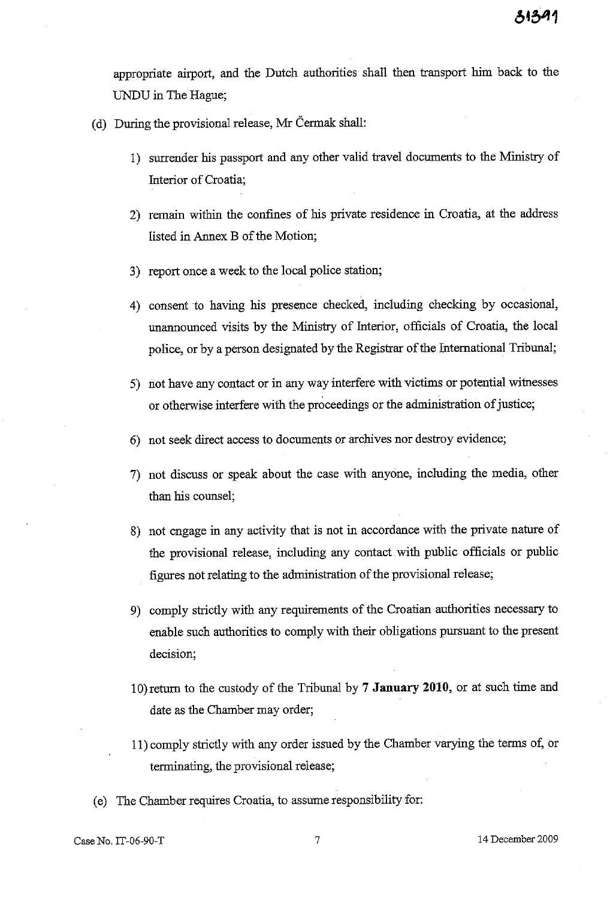appropriate airport, and the Dutch authorities shall then transport him back to the UNDU in The Hague;

(d) During the provisional release, Mr Čermak shall:

1) surrender his passport and any other valid travel documents to the Ministry of Interior of Croatia;

2) remain within the confines of his private residence in Croatia, at the address listed in Annex B of the Motion;

3) report once a week to the local police station;

4) consent to having his presence checked, including checking by occasional, unannounced visits by the Ministry of Interior, officials of Croatia, the local police, or by a person designated by the Registrar of the International Tribunal;

5) not have any contact or in any way interfere with victims or potential witnesses or otherwise interfere with the proceedings or the administration of justice;

6) not seek direct access to documents or archives nor destroy evidence;

7) not discuss or speak about the case with anyone, including the media, other than his counsel;

8) not engage in any activity that is not in accordance with the private nature of the provisional release, including any contact with public officials or public figures not relating to the administration of the provisional release;

9) comply strictly with any requirements of the Croatian authorities necessary to enable such authorities to comply with their obligations pursuant to the present decision;

10) return to the custody of the Tribunal by **7 January 2010**, or at such time and date as the Chamber may order;

11) comply strictly with any order issued by the Chamber varying the terms of, or terminating, the provisional release;

(e) The Chamber requires Croatia, to assume responsibility for: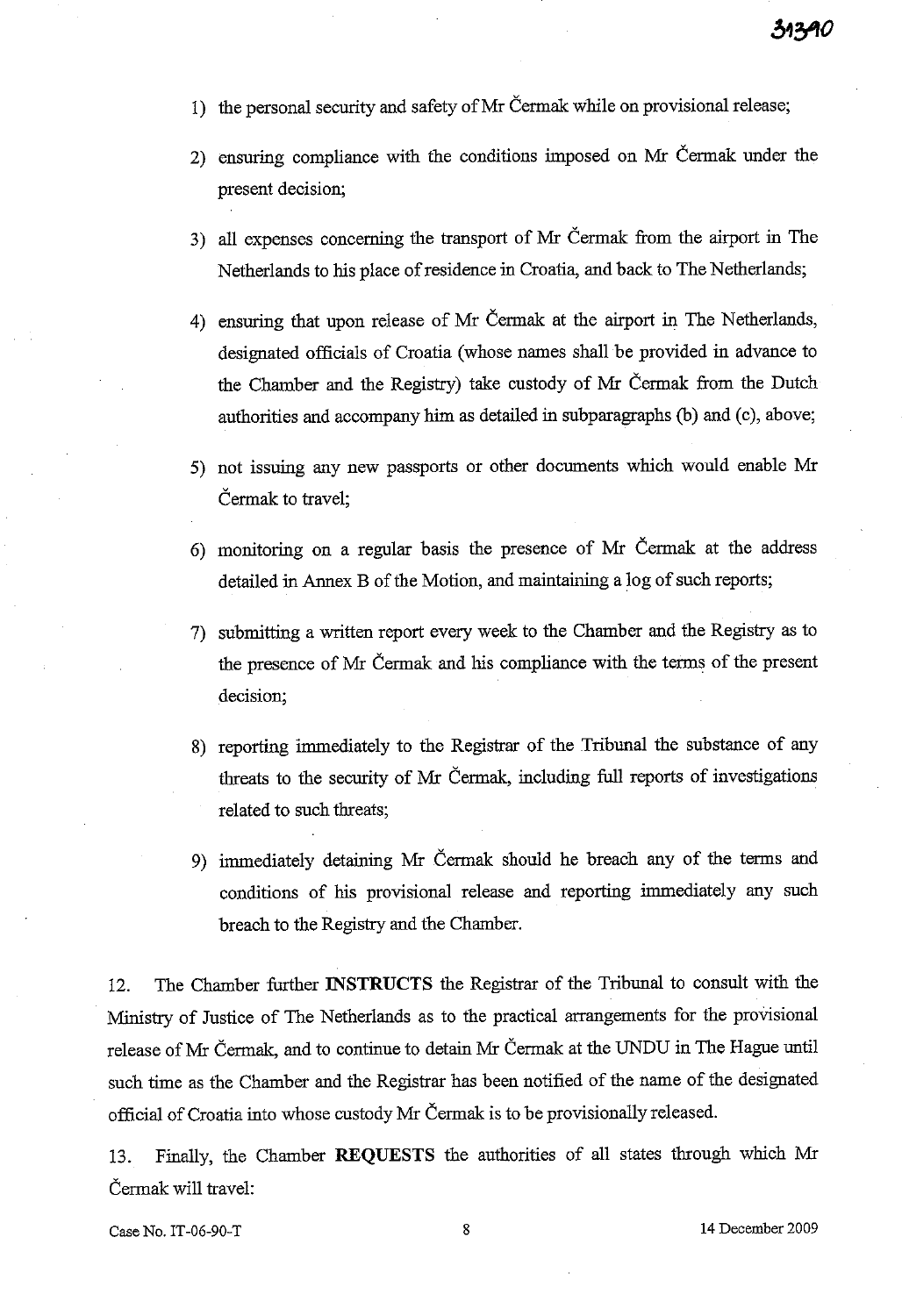1) the personal security and safety of Mr Čermak while on provisional release;

2) ensuring compliance with the conditions imposed on Mr Čermak under the present decision;

3) all expenses concerning the transport of Mr Čermak from the airport in The Netherlands to his place of residence in Croatia, and back to The Netherlands;

4) ensuring that upon release of Mr Čermak at the airport in The Netherlands, designated officials of Croatia (whose names shall be provided in advance to the Chamber and the Registry) take custody of Mr Čermak from the Dutch authorities and accompany him as detailed in subparagraphs (b) and (c), above;

5) not issuing any new passports or other documents which would enable Mr Čermak to travel;

6) monitoring on a regular basis the presence of Mr Čermak at the address detailed in Annex B of the Motion, and maintaining a log of such reports;

7) submitting a written report every week to the Chamber and the Registry as to the presence of Mr Čermak and his compliance with the terms of the present decision;

8) reporting immediately to the Registrar of the Tribunal the substance of any threats to the security of Mr Čermak, including full reports of investigations related to such threats;

9) immediately detaining Mr Čermak should he breach any of the terms and conditions of his provisional release and reporting immediately any such breach to the Registry and the Chamber.

12. The Chamber further **INSTRUCTS** the Registrar of the Tribunal to consult with the Ministry of Justice of The Netherlands as to the practical arrangements for the provisional release of Mr Čermak, and to continue to detain Mr Čermak at the UNDU in The Hague until such time as the Chamber and the Registrar has been notified of the name of the designated official of Croatia into whose custody Mr Čermak is to be provisionally released.

13. Finally, the Chamber **REQUESTS** the authorities of all states through which Mr Čermak will travel: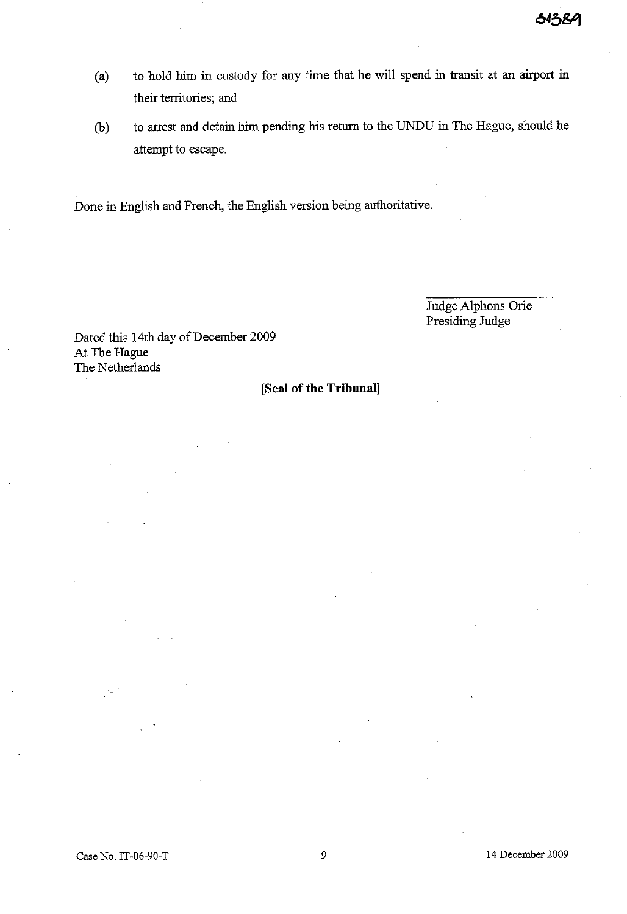(a) to hold him in custody for any time that he will spend in transit at an airport in their territories; and

(b) to arrest and detain him pending his return to the UNDU in The Hague, should he attempt to escape.

Done in English and French, the English version being authoritative.

Judge Alphons Orie
Presiding Judge

Dated this 14th day of December 2009
At The Hague
The Netherlands

**[Seal of the Tribunal]**